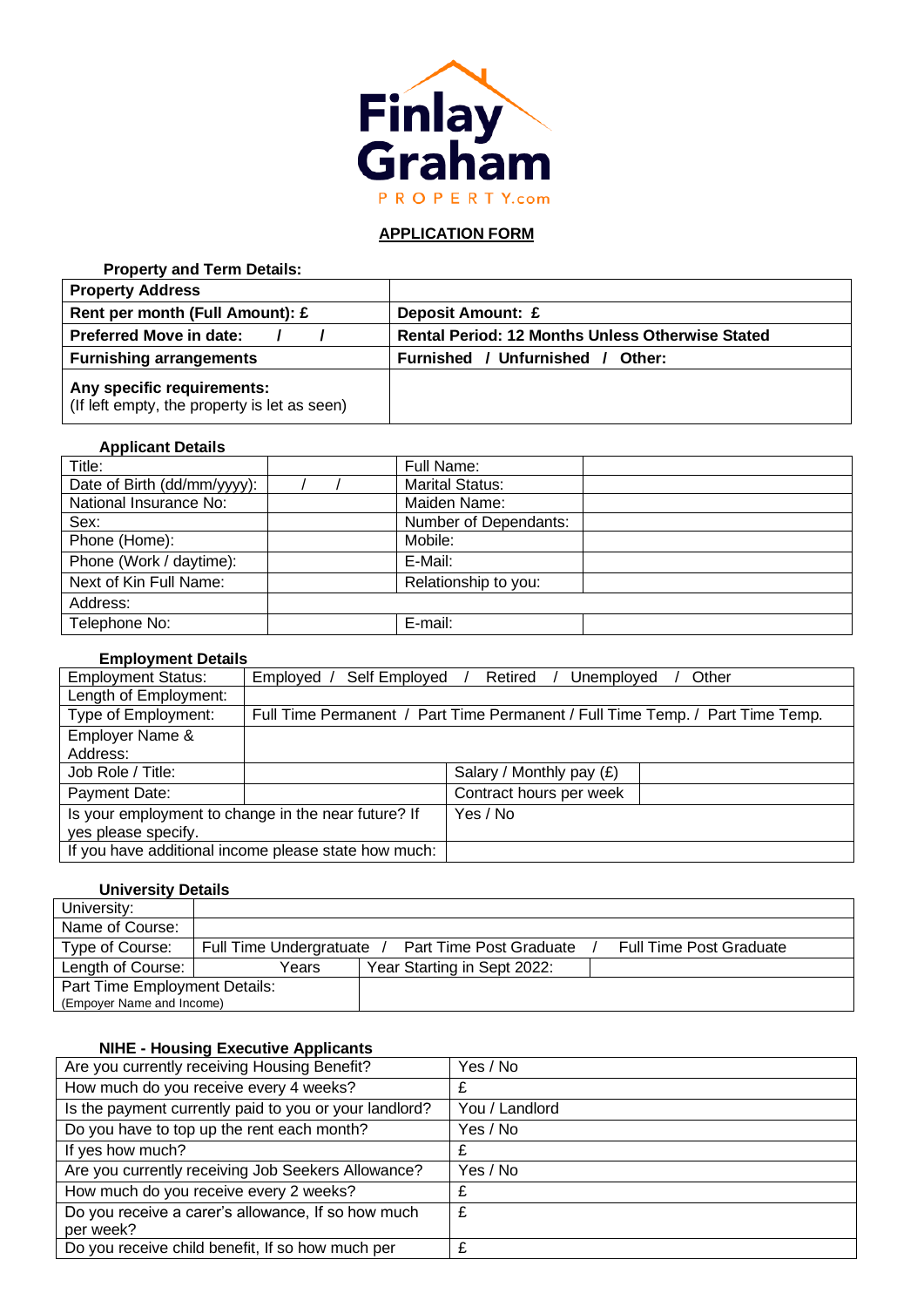Finlay Graham PROPERTY.com

## APPLICATION FORM

**Property and Term Details:**

| **Property Address** | |
|---|---|
| **Rent per month (Full Amount): £** | **Deposit Amount: £** |
| **Preferred Move in date: / /** | **Rental Period: 12 Months Unless Otherwise Stated** |
| **Furnishing arrangements** | **Furnished / Unfurnished / Other:** |
| **Any specific requirements:** (If left empty, the property is let as seen) | |

**Applicant Details**

| Title: | | Full Name: | |
|---|---|---|---|
| Date of Birth (dd/mm/yyyy): | / / | Marital Status: | |
| National Insurance No: | | Maiden Name: | |
| Sex: | | Number of Dependants: | |
| Phone (Home): | | Mobile: | |
| Phone (Work / daytime): | | E-Mail: | |
| Next of Kin Full Name: | | Relationship to you: | |
| Address: | | | |
| Telephone No: | | E-mail: | |

**Employment Details**

| Employment Status: | Employed / Self Employed / Retired / Unemployed / Other | | |
|---|---|---|---|
| Length of Employment: | | | |
| Type of Employment: | Full Time Permanent / Part Time Permanent / Full Time Temp. / Part Time Temp. | | |
| Employer Name & Address: | | | |
| Job Role / Title: | | Salary / Monthly pay (£) | |
| Payment Date: | | Contract hours per week | |
| Is your employment to change in the near future? If yes please specify. | | Yes / No | |
| If you have additional income please state how much: | | | |

**University Details**

| University: | | |
|---|---|---|
| Name of Course: | | |
| Type of Course: | Full Time Undergratuate / Part Time Post Graduate / Full Time Post Graduate | |
| Length of Course: | Years | Year Starting in Sept 2022: |
| Part Time Employment Details: (Empoyer Name and Income) | | |

**NIHE - Housing Executive Applicants**

| Are you currently receiving Housing Benefit? | Yes / No |
|---|---|
| How much do you receive every 4 weeks? | £ |
| Is the payment currently paid to you or your landlord? | You / Landlord |
| Do you have to top up the rent each month? | Yes / No |
| If yes how much? | £ |
| Are you currently receiving Job Seekers Allowance? | Yes / No |
| How much do you receive every 2 weeks? | £ |
| Do you receive a carer's allowance, If so how much per week? | £ |
| Do you receive child benefit, If so how much per | £ |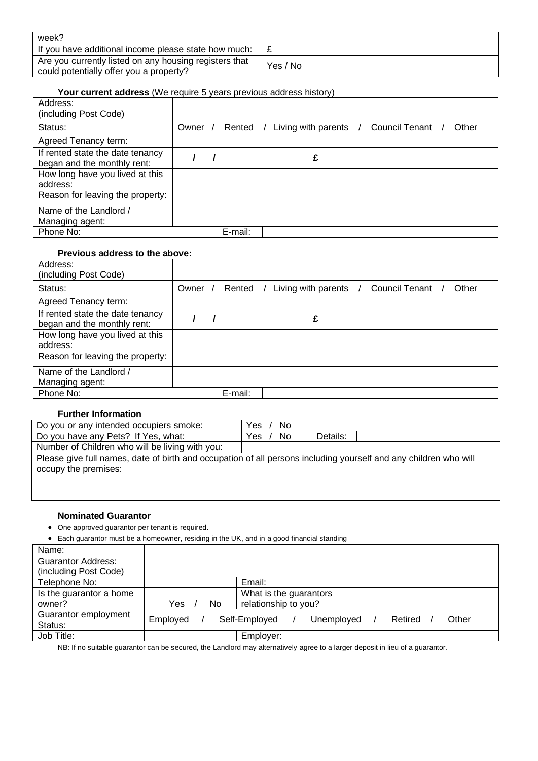| week? | |
| --- | --- |
| If you have additional income please state how much: | £ |
| Are you currently listed on any housing registers that could potentially offer you a property? | Yes / No |

**Your current address** (We require 5 years previous address history)

| Address: (including Post Code) | | | |
| --- | --- | --- | --- |
| Status: | Owner / Rented / Living with parents / Council Tenant / Other | | |
| Agreed Tenancy term: | | | |
| If rented state the date tenancy began and the monthly rent: | / / £ | | |
| How long have you lived at this address: | | | |
| Reason for leaving the property: | | | |
| Name of the Landlord / Managing agent: | | | |
| Phone No: | | E-mail: | |

**Previous address to the above:**

| Address: (including Post Code) | | | |
| --- | --- | --- | --- |
| Status: | Owner / Rented / Living with parents / Council Tenant / Other | | |
| Agreed Tenancy term: | | | |
| If rented state the date tenancy began and the monthly rent: | / / £ | | |
| How long have you lived at this address: | | | |
| Reason for leaving the property: | | | |
| Name of the Landlord / Managing agent: | | | |
| Phone No: | | E-mail: | |

**Further Information**

| Do you or any intended occupiers smoke: | Yes / No | | |
| --- | --- | --- | --- |
| Do you have any Pets? If Yes, what: | Yes / No | Details: | |
| Number of Children who will be living with you: | | | |
| Please give full names, date of birth and occupation of all persons including yourself and any children who will occupy the premises: | | | |

**Nominated Guarantor**

- One approved guarantor per tenant is required.
- Each guarantor must be a homeowner, residing in the UK, and in a good financial standing

| Name: | | | |
| --- | --- | --- | --- |
| Guarantor Address: (including Post Code) | | | |
| Telephone No: | | Email: | |
| Is the guarantor a home owner? | Yes / No | What is the guarantors relationship to you? | |
| Guarantor employment Status: | Employed / Self-Employed / Unemployed / Retired / Other | | |
| Job Title: | | Employer: | |

NB: If no suitable guarantor can be secured, the Landlord may alternatively agree to a larger deposit in lieu of a guarantor.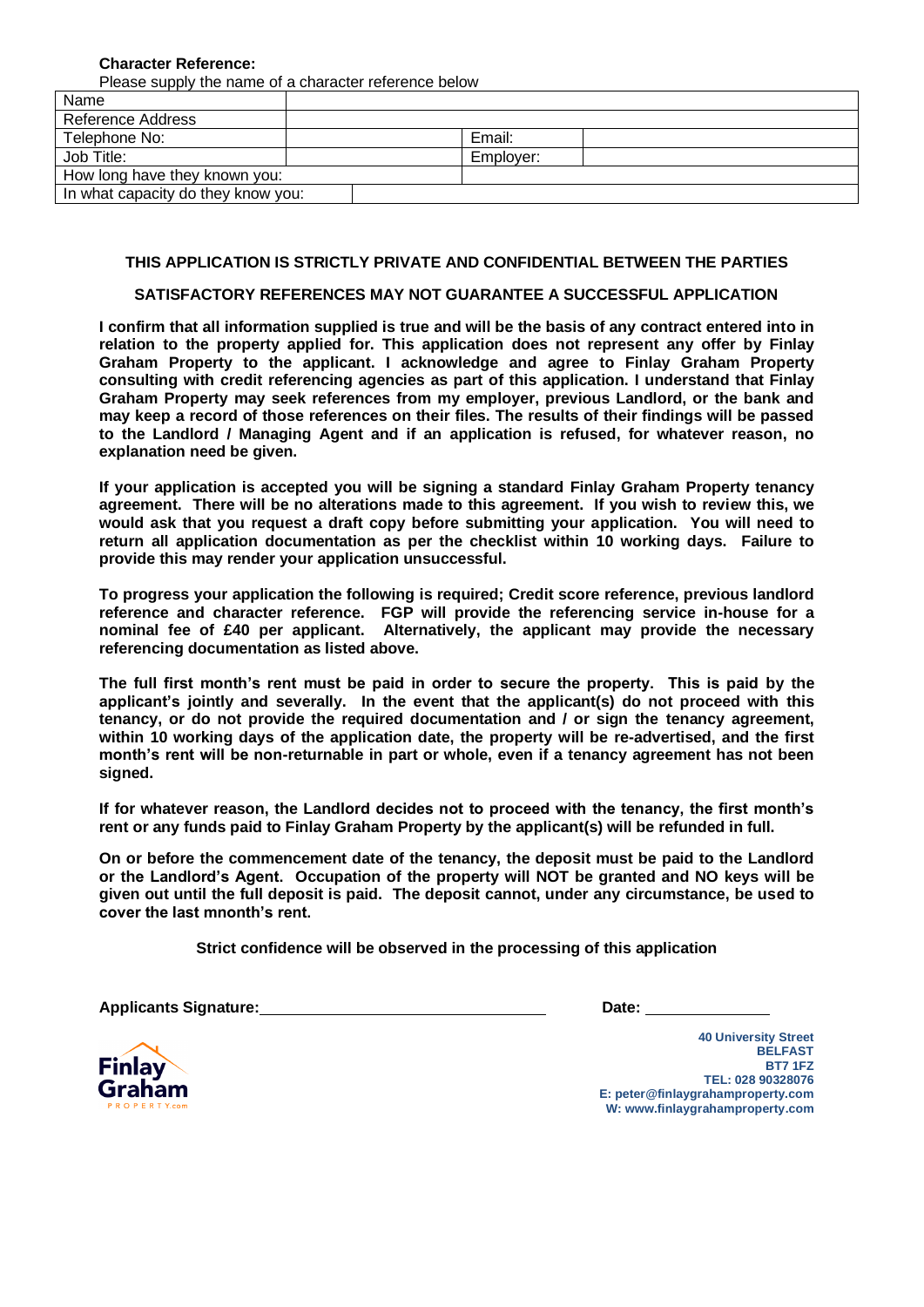**Character Reference:**

Please supply the name of a character reference below

| | | | |
|---|---|---|---|
| Name | | | |
| Reference Address | | | |
| Telephone No: | | Email: | |
| Job Title: | | Employer: | |
| How long have they known you: | | | |
| In what capacity do they know you: | | | |

**THIS APPLICATION IS STRICTLY PRIVATE AND CONFIDENTIAL BETWEEN THE PARTIES**

**SATISFACTORY REFERENCES MAY NOT GUARANTEE A SUCCESSFUL APPLICATION**

**I confirm that all information supplied is true and will be the basis of any contract entered into in relation to the property applied for. This application does not represent any offer by Finlay Graham Property to the applicant. I acknowledge and agree to Finlay Graham Property consulting with credit referencing agencies as part of this application. I understand that Finlay Graham Property may seek references from my employer, previous Landlord, or the bank and may keep a record of those references on their files. The results of their findings will be passed to the Landlord / Managing Agent and if an application is refused, for whatever reason, no explanation need be given.**

**If your application is accepted you will be signing a standard Finlay Graham Property tenancy agreement. There will be no alterations made to this agreement. If you wish to review this, we would ask that you request a draft copy before submitting your application. You will need to return all application documentation as per the checklist within 10 working days. Failure to provide this may render your application unsuccessful.**

**To progress your application the following is required; Credit score reference, previous landlord reference and character reference. FGP will provide the referencing service in-house for a nominal fee of £40 per applicant. Alternatively, the applicant may provide the necessary referencing documentation as listed above.**

**The full first month's rent must be paid in order to secure the property. This is paid by the applicant's jointly and severally. In the event that the applicant(s) do not proceed with this tenancy, or do not provide the required documentation and / or sign the tenancy agreement, within 10 working days of the application date, the property will be re-advertised, and the first month's rent will be non-returnable in part or whole, even if a tenancy agreement has not been signed.**

**If for whatever reason, the Landlord decides not to proceed with the tenancy, the first month's rent or any funds paid to Finlay Graham Property by the applicant(s) will be refunded in full.**

**On or before the commencement date of the tenancy, the deposit must be paid to the Landlord or the Landlord's Agent. Occupation of the property will NOT be granted and NO keys will be given out until the full deposit is paid. The deposit cannot, under any circumstance, be used to cover the last mnonth's rent.**

**Strict confidence will be observed in the processing of this application**

**Applicants Signature:** ______________________________ **Date:** ______________

Finlay Graham PROPERTY.com

**40 University Street**
**BELFAST**
**BT7 1FZ**
**TEL: 028 90328076**
**E: peter@finlaygrahamproperty.com**
**W: www.finlaygrahamproperty.com**